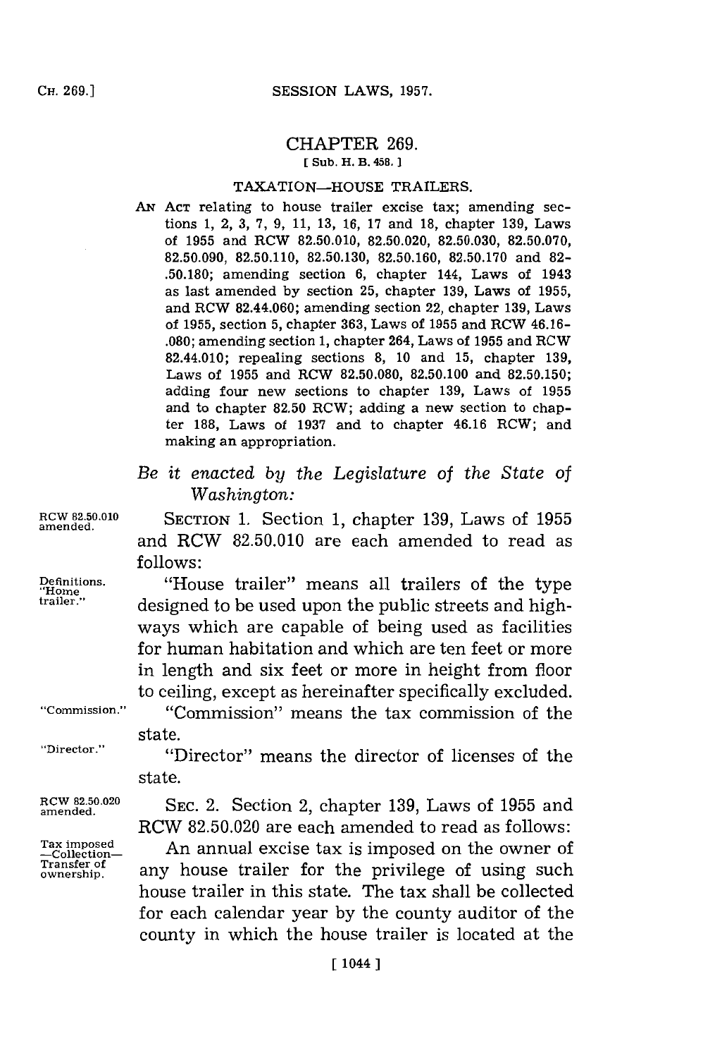# CHAPTER 269.

[ Sub. H. B. 458. ]

## TAXATION—HOUSE TRAILERS.

AN ACT relating to house trailer excise tax; amending sections 1, 2, 3, 7, 9, 11, 13, 16, 17 and 18, chapter 139, Laws of 1955 and RCW 82.50.010, 82.50.020, 82.50.030, 82.50.070, 82.50.090, 82.50.110, 82.50.130, 82.50.160, 82.50.170 and 82-.50.180; amending section 6, chapter 144, Laws of 1943 as last amended by section 25, chapter 139, Laws of 1955, and RCW 82.44.060; amending section 22, chapter 139, Laws of 1955, section 5, chapter 363, Laws of 1955 and RCW 46.16-.080; amending section 1, chapter 264, Laws of 1955 and RCW 82.44.010; repealing sections 8, 10 and 15, chapter 139, Laws of 1955 and RCW 82.50.080, 82.50.100 and 82.50.150; adding four new sections to chapter 139, Laws of 1955 and to chapter 82.50 RCW; adding a new section to chapter 188, Laws of 1937 and to chapter 46.16 RCW; and making an appropriation.

*Be it enacted by the Legislature of the State of Washington:*

RCW 82.50.010 amended.

SECTION 1. Section 1, chapter 139, Laws of 1955 and RCW 82.50.010 are each amended to read as follows:

Definitions. "Home trailer."

"House trailer" means all trailers of the type designed to be used upon the public streets and highways which are capable of being used as facilities for human habitation and which are ten feet or more in length and six feet or more in height from floor to ceiling, except as hereinafter specifically excluded.

"Commission."

"Commission" means the tax commission of the state.

"Director."

"Director" means the director of licenses of the state.

RCW 82.50.020 amended.

SEC. 2. Section 2, chapter 139, Laws of 1955 and RCW 82.50.020 are each amended to read as follows:

Tax imposed —Collection— Transfer of ownership.

An annual excise tax is imposed on the owner of any house trailer for the privilege of using such house trailer in this state. The tax shall be collected for each calendar year by the county auditor of the county in which the house trailer is located at the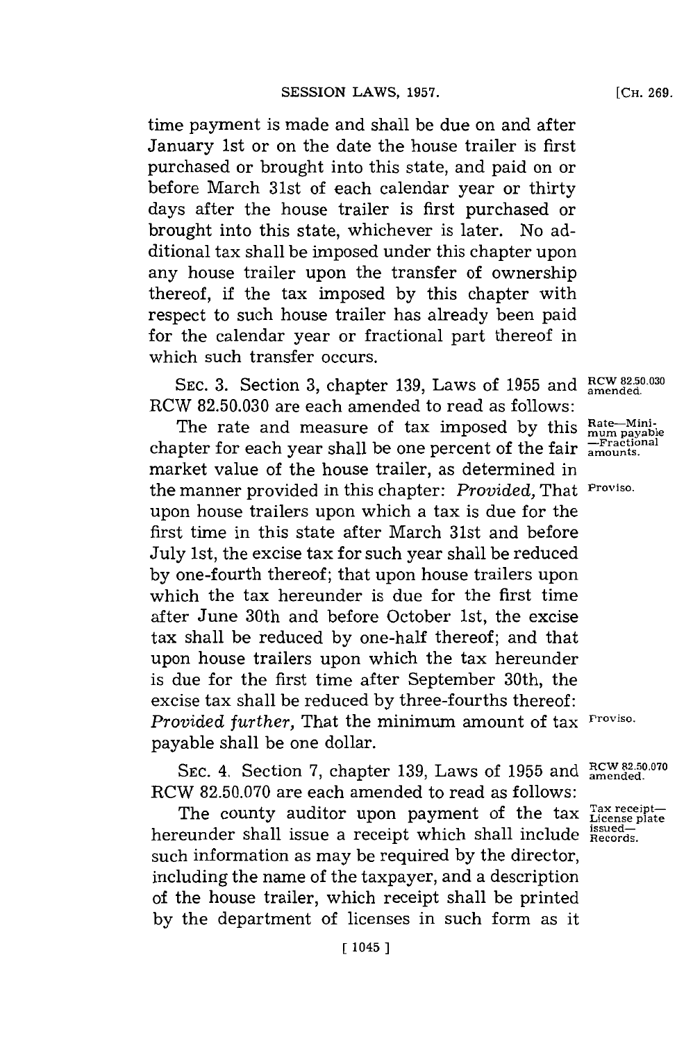time payment is made and shall be due on and after January 1st or on the date the house trailer is first purchased or brought into this state, and paid on or before March 31st of each calendar year or thirty days after the house trailer is first purchased or brought into this state, whichever is later. No additional tax shall be imposed under this chapter upon any house trailer upon the transfer of ownership thereof, if the tax imposed by this chapter with respect to such house trailer has already been paid for the calendar year or fractional part thereof in which such transfer occurs.

SEC. 3. Section 3, chapter 139, Laws of 1955 and RCW 82.50.030 are each amended to read as follows:

RCW 82.50.030 amended.

Rate—Minimum payable—Fractional amounts.

The rate and measure of tax imposed by this chapter for each year shall be one percent of the fair market value of the house trailer, as determined in the manner provided in this chapter: *Provided,* That upon house trailers upon which a tax is due for the first time in this state after March 31st and before July 1st, the excise tax for such year shall be reduced by one-fourth thereof; that upon house trailers upon which the tax hereunder is due for the first time after June 30th and before October 1st, the excise tax shall be reduced by one-half thereof; and that upon house trailers upon which the tax hereunder is due for the first time after September 30th, the excise tax shall be reduced by three-fourths thereof: *Provided further,* That the minimum amount of tax payable shall be one dollar.

Proviso.

Proviso.

SEC. 4. Section 7, chapter 139, Laws of 1955 and RCW 82.50.070 are each amended to read as follows:

RCW 82.50.070 amended.

Tax receipt—License plate issued—Records.

The county auditor upon payment of the tax hereunder shall issue a receipt which shall include such information as may be required by the director, including the name of the taxpayer, and a description of the house trailer, which receipt shall be printed by the department of licenses in such form as it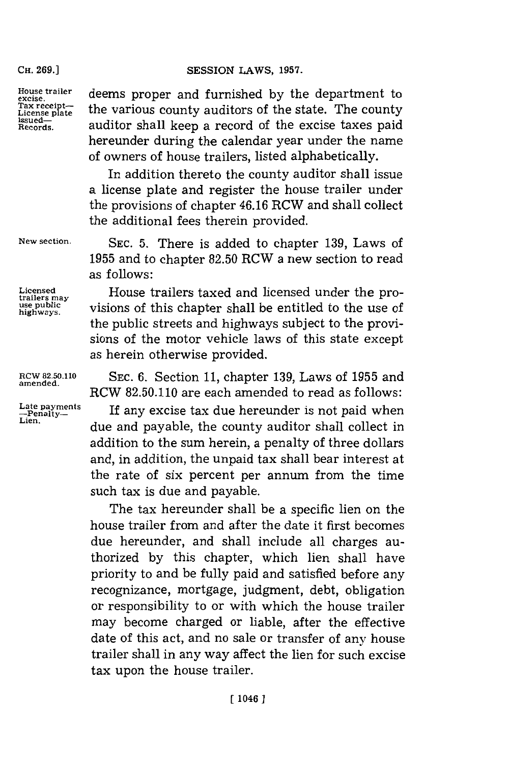deems proper and furnished by the department to the various county auditors of the state. The county auditor shall keep a record of the excise taxes paid hereunder during the calendar year under the name of owners of house trailers, listed alphabetically.

House trailer excise. Tax receipt—License plate issued—Records.

In addition thereto the county auditor shall issue a license plate and register the house trailer under the provisions of chapter 46.16 RCW and shall collect the additional fees therein provided.

New section.

SEC. 5. There is added to chapter 139, Laws of 1955 and to chapter 82.50 RCW a new section to read as follows:

Licensed trailers may use public highways.

House trailers taxed and licensed under the provisions of this chapter shall be entitled to the use of the public streets and highways subject to the provisions of the motor vehicle laws of this state except as herein otherwise provided.

RCW 82.50.110 amended.

SEC. 6. Section 11, chapter 139, Laws of 1955 and RCW 82.50.110 are each amended to read as follows:

Late payments —Penalty—Lien.

If any excise tax due hereunder is not paid when due and payable, the county auditor shall collect in addition to the sum herein, a penalty of three dollars and, in addition, the unpaid tax shall bear interest at the rate of six percent per annum from the time such tax is due and payable.

The tax hereunder shall be a specific lien on the house trailer from and after the date it first becomes due hereunder, and shall include all charges authorized by this chapter, which lien shall have priority to and be fully paid and satisfied before any recognizance, mortgage, judgment, debt, obligation or responsibility to or with which the house trailer may become charged or liable, after the effective date of this act, and no sale or transfer of any house trailer shall in any way affect the lien for such excise tax upon the house trailer.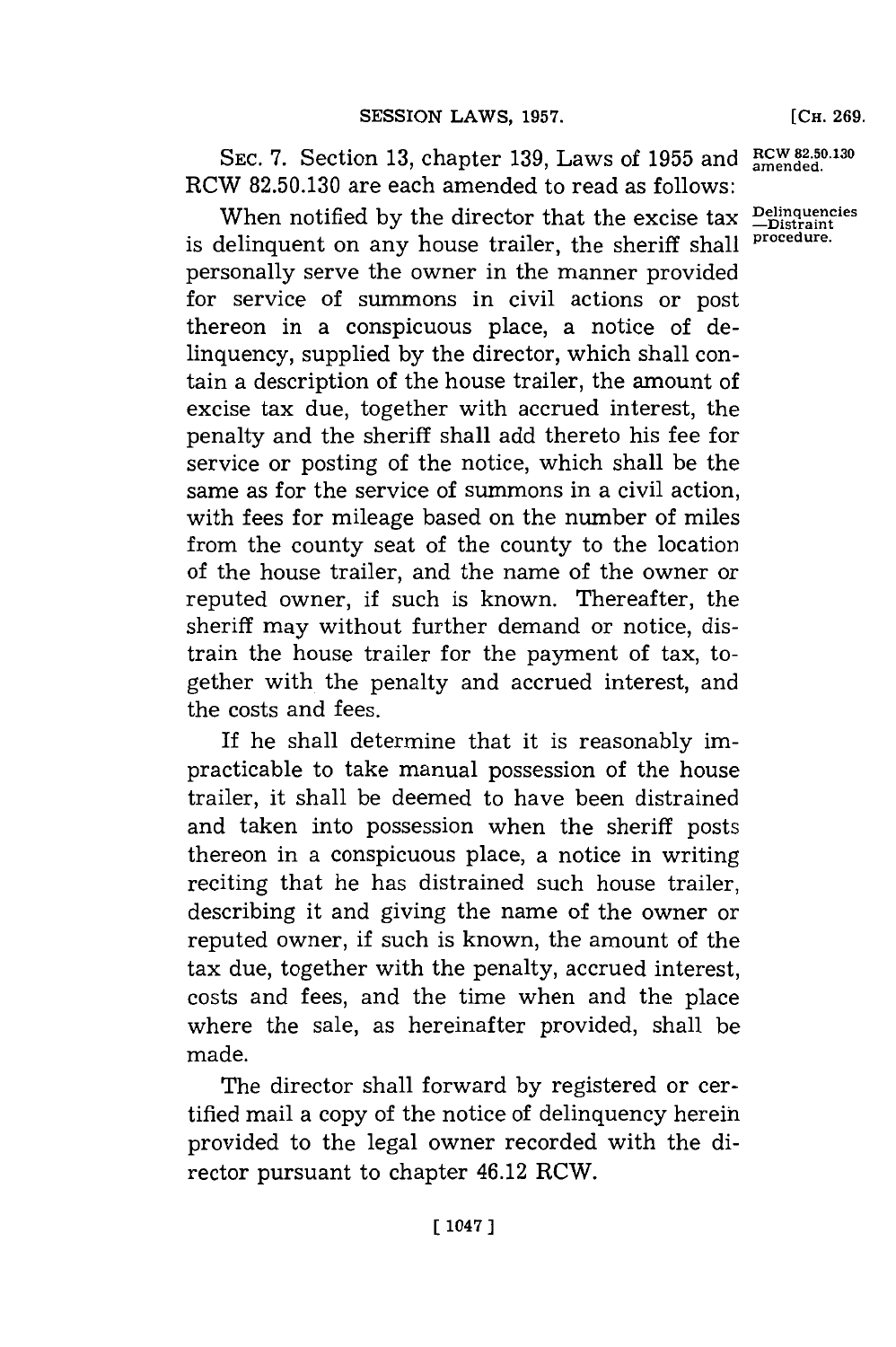SEC. 7. Section 13, chapter 139, Laws of 1955 and RCW 82.50.130 are each amended to read as follows:

RCW 82.50.130 amended.

Delinquencies —Distraint procedure.

When notified by the director that the excise tax is delinquent on any house trailer, the sheriff shall personally serve the owner in the manner provided for service of summons in civil actions or post thereon in a conspicuous place, a notice of delinquency, supplied by the director, which shall contain a description of the house trailer, the amount of excise tax due, together with accrued interest, the penalty and the sheriff shall add thereto his fee for service or posting of the notice, which shall be the same as for the service of summons in a civil action, with fees for mileage based on the number of miles from the county seat of the county to the location of the house trailer, and the name of the owner or reputed owner, if such is known. Thereafter, the sheriff may without further demand or notice, distrain the house trailer for the payment of tax, together with the penalty and accrued interest, and the costs and fees.

If he shall determine that it is reasonably impracticable to take manual possession of the house trailer, it shall be deemed to have been distrained and taken into possession when the sheriff posts thereon in a conspicuous place, a notice in writing reciting that he has distrained such house trailer, describing it and giving the name of the owner or reputed owner, if such is known, the amount of the tax due, together with the penalty, accrued interest, costs and fees, and the time when and the place where the sale, as hereinafter provided, shall be made.

The director shall forward by registered or certified mail a copy of the notice of delinquency herein provided to the legal owner recorded with the director pursuant to chapter 46.12 RCW.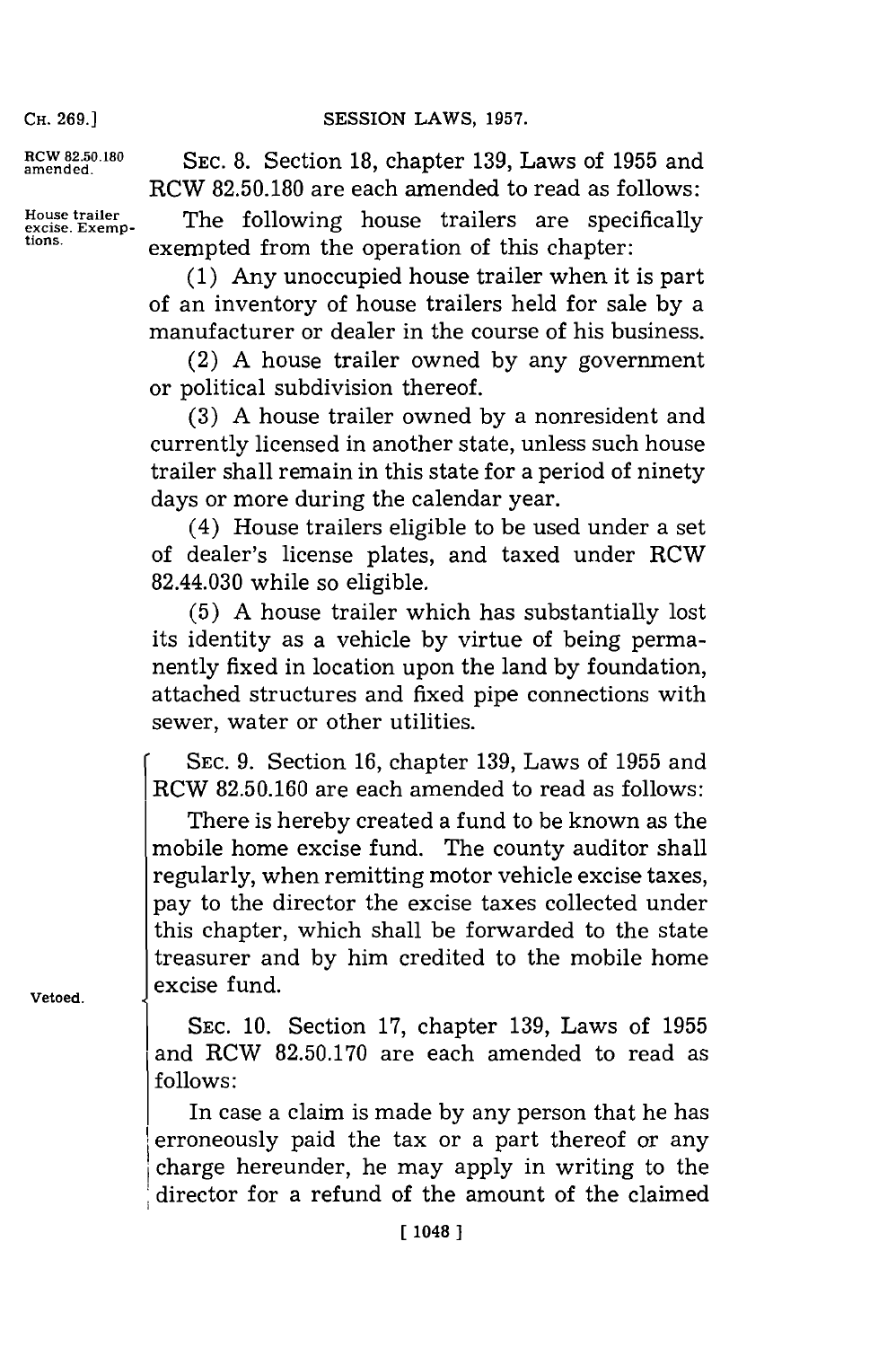RCW 82.50.180 amended.

SEC. 8. Section 18, chapter 139, Laws of 1955 and RCW 82.50.180 are each amended to read as follows:

House trailer excise. Exemptions.

The following house trailers are specifically exempted from the operation of this chapter:

(1) Any unoccupied house trailer when it is part of an inventory of house trailers held for sale by a manufacturer or dealer in the course of his business.

(2) A house trailer owned by any government or political subdivision thereof.

(3) A house trailer owned by a nonresident and currently licensed in another state, unless such house trailer shall remain in this state for a period of ninety days or more during the calendar year.

(4) House trailers eligible to be used under a set of dealer's license plates, and taxed under RCW 82.44.030 while so eligible.

(5) A house trailer which has substantially lost its identity as a vehicle by virtue of being permanently fixed in location upon the land by foundation, attached structures and fixed pipe connections with sewer, water or other utilities.

Vetoed.

SEC. 9. Section 16, chapter 139, Laws of 1955 and RCW 82.50.160 are each amended to read as follows:

There is hereby created a fund to be known as the mobile home excise fund. The county auditor shall regularly, when remitting motor vehicle excise taxes, pay to the director the excise taxes collected under this chapter, which shall be forwarded to the state treasurer and by him credited to the mobile home excise fund.

SEC. 10. Section 17, chapter 139, Laws of 1955 and RCW 82.50.170 are each amended to read as follows:

In case a claim is made by any person that he has erroneously paid the tax or a part thereof or any charge hereunder, he may apply in writing to the director for a refund of the amount of the claimed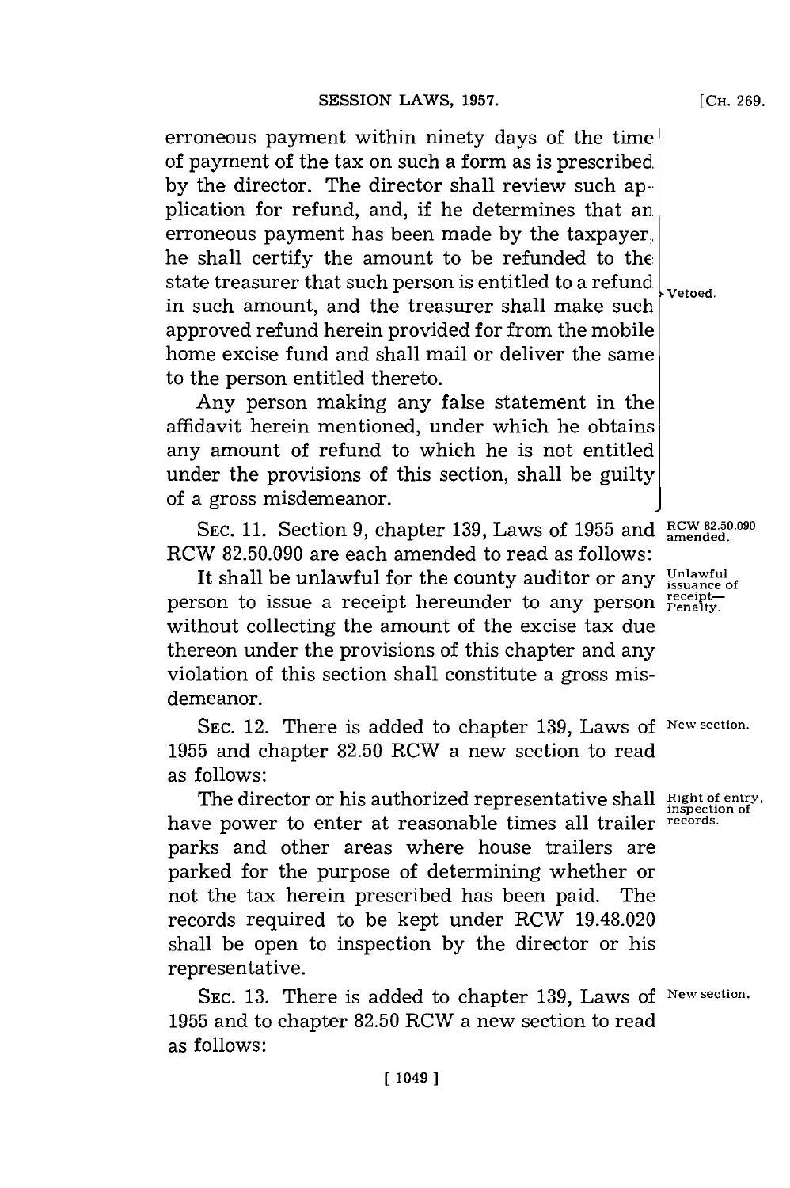erroneous payment within ninety days of the time of payment of the tax on such a form as is prescribed by the director. The director shall review such application for refund, and, if he determines that an erroneous payment has been made by the taxpayer, he shall certify the amount to be refunded to the state treasurer that such person is entitled to a refund in such amount, and the treasurer shall make such approved refund herein provided for from the mobile home excise fund and shall mail or deliver the same to the person entitled thereto.

Any person making any false statement in the affidavit herein mentioned, under which he obtains any amount of refund to which he is not entitled under the provisions of this section, shall be guilty of a gross misdemeanor.

Vetoed.

SEC. 11. Section 9, chapter 139, Laws of 1955 and RCW 82.50.090 are each amended to read as follows:

RCW 82.50.090 amended.

It shall be unlawful for the county auditor or any person to issue a receipt hereunder to any person without collecting the amount of the excise tax due thereon under the provisions of this chapter and any violation of this section shall constitute a gross misdemeanor.

Unlawful issuance of receipt—Penalty.

SEC. 12. There is added to chapter 139, Laws of 1955 and chapter 82.50 RCW a new section to read as follows:

New section.

The director or his authorized representative shall have power to enter at reasonable times all trailer parks and other areas where house trailers are parked for the purpose of determining whether or not the tax herein prescribed has been paid. The records required to be kept under RCW 19.48.020 shall be open to inspection by the director or his representative.

Right of entry, inspection of records.

SEC. 13. There is added to chapter 139, Laws of 1955 and to chapter 82.50 RCW a new section to read as follows:

New section.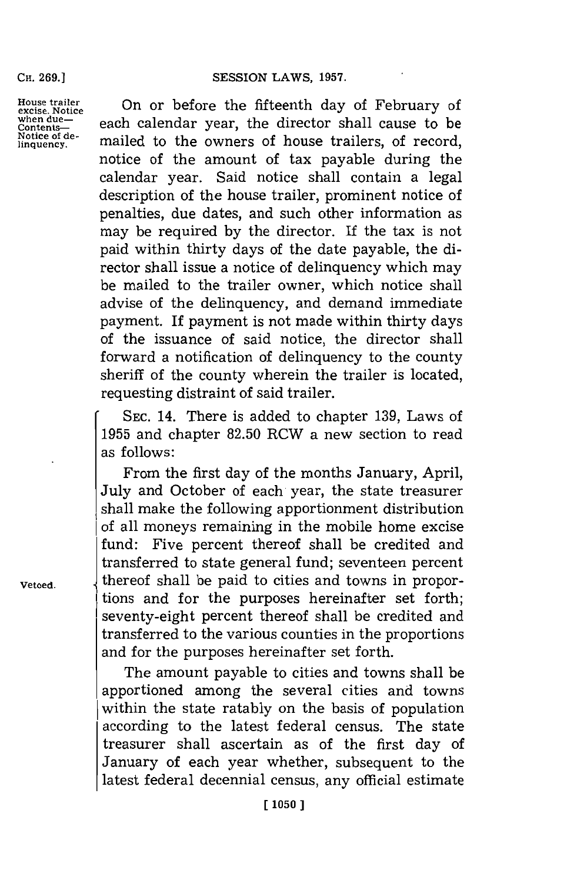House trailer excise. Notice when due—Contents—Notice of delinquency.

On or before the fifteenth day of February of each calendar year, the director shall cause to be mailed to the owners of house trailers, of record, notice of the amount of tax payable during the calendar year. Said notice shall contain a legal description of the house trailer, prominent notice of penalties, due dates, and such other information as may be required by the director. If the tax is not paid within thirty days of the date payable, the director shall issue a notice of delinquency which may be mailed to the trailer owner, which notice shall advise of the delinquency, and demand immediate payment. If payment is not made within thirty days of the issuance of said notice, the director shall forward a notification of delinquency to the county sheriff of the county wherein the trailer is located, requesting distraint of said trailer.

Vetoed.

SEC. 14. There is added to chapter 139, Laws of 1955 and chapter 82.50 RCW a new section to read as follows:

From the first day of the months January, April, July and October of each year, the state treasurer shall make the following apportionment distribution of all moneys remaining in the mobile home excise fund: Five percent thereof shall be credited and transferred to state general fund; seventeen percent thereof shall be paid to cities and towns in proportions and for the purposes hereinafter set forth; seventy-eight percent thereof shall be credited and transferred to the various counties in the proportions and for the purposes hereinafter set forth.

The amount payable to cities and towns shall be apportioned among the several cities and towns within the state ratably on the basis of population according to the latest federal census. The state treasurer shall ascertain as of the first day of January of each year whether, subsequent to the latest federal decennial census, any official estimate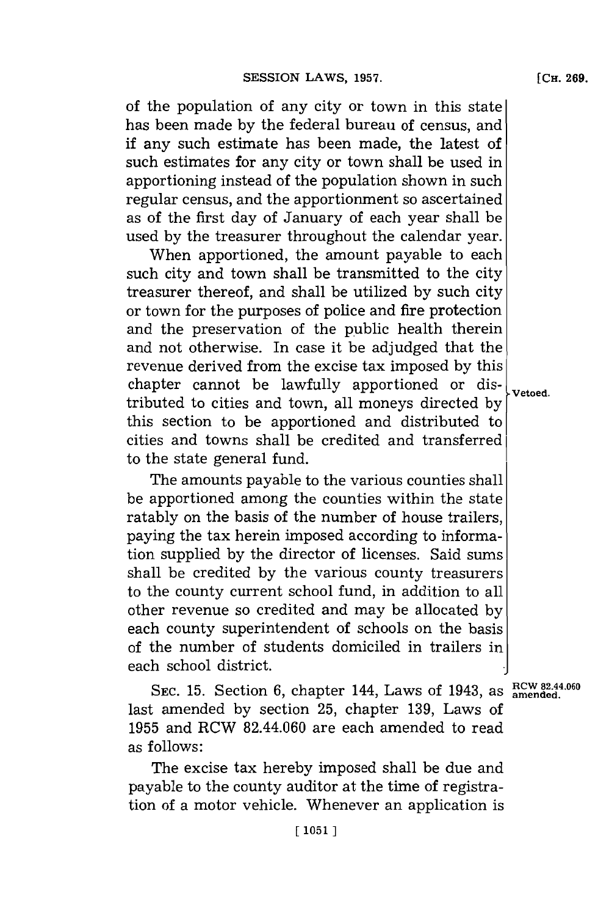of the population of any city or town in this state has been made by the federal bureau of census, and if any such estimate has been made, the latest of such estimates for any city or town shall be used in apportioning instead of the population shown in such regular census, and the apportionment so ascertained as of the first day of January of each year shall be used by the treasurer throughout the calendar year.

When apportioned, the amount payable to each such city and town shall be transmitted to the city treasurer thereof, and shall be utilized by such city or town for the purposes of police and fire protection and the preservation of the public health therein and not otherwise. In case it be adjudged that the revenue derived from the excise tax imposed by this chapter cannot be lawfully apportioned or distributed to cities and town, all moneys directed by this section to be apportioned and distributed to cities and towns shall be credited and transferred to the state general fund.

Vetoed.

The amounts payable to the various counties shall be apportioned among the counties within the state ratably on the basis of the number of house trailers, paying the tax herein imposed according to information supplied by the director of licenses. Said sums shall be credited by the various county treasurers to the county current school fund, in addition to all other revenue so credited and may be allocated by each county superintendent of schools on the basis of the number of students domiciled in trailers in each school district.

RCW 82.44.060 amended.

SEC. 15. Section 6, chapter 144, Laws of 1943, as last amended by section 25, chapter 139, Laws of 1955 and RCW 82.44.060 are each amended to read as follows:

The excise tax hereby imposed shall be due and payable to the county auditor at the time of registration of a motor vehicle. Whenever an application is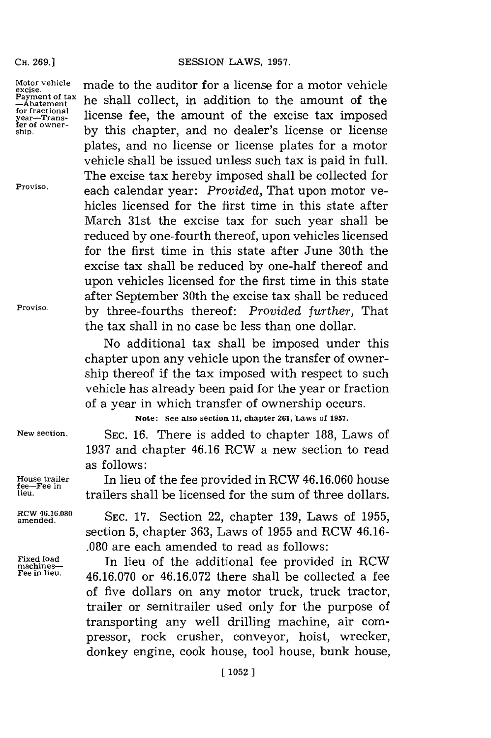Motor vehicle excise. Payment of tax—Abatement for fractional year—Transfer of ownership.

made to the auditor for a license for a motor vehicle he shall collect, in addition to the amount of the license fee, the amount of the excise tax imposed by this chapter, and no dealer's license or license plates, and no license or license plates for a motor vehicle shall be issued unless such tax is paid in full. The excise tax hereby imposed shall be collected for each calendar year: *Provided,* That upon motor vehicles licensed for the first time in this state after March 31st the excise tax for such year shall be reduced by one-fourth thereof, upon vehicles licensed for the first time in this state after June 30th the excise tax shall be reduced by one-half thereof and upon vehicles licensed for the first time in this state after September 30th the excise tax shall be reduced by three-fourths thereof: *Provided further,* That the tax shall in no case be less than one dollar.

Proviso.

Proviso.

No additional tax shall be imposed under this chapter upon any vehicle upon the transfer of ownership thereof if the tax imposed with respect to such vehicle has already been paid for the year or fraction of a year in which transfer of ownership occurs.

**Note: See also section 11, chapter 261, Laws of 1957.**

New section.

SEC. 16. There is added to chapter 188, Laws of 1937 and chapter 46.16 RCW a new section to read as follows:

House trailer fee—Fee in lieu.

In lieu of the fee provided in RCW 46.16.060 house trailers shall be licensed for the sum of three dollars.

RCW 46.16.080 amended.

SEC. 17. Section 22, chapter 139, Laws of 1955, section 5, chapter 363, Laws of 1955 and RCW 46.16.080 are each amended to read as follows:

Fixed load machines—Fee in lieu.

In lieu of the additional fee provided in RCW 46.16.070 or 46.16.072 there shall be collected a fee of five dollars on any motor truck, truck tractor, trailer or semitrailer used only for the purpose of transporting any well drilling machine, air compressor, rock crusher, conveyor, hoist, wrecker, donkey engine, cook house, tool house, bunk house,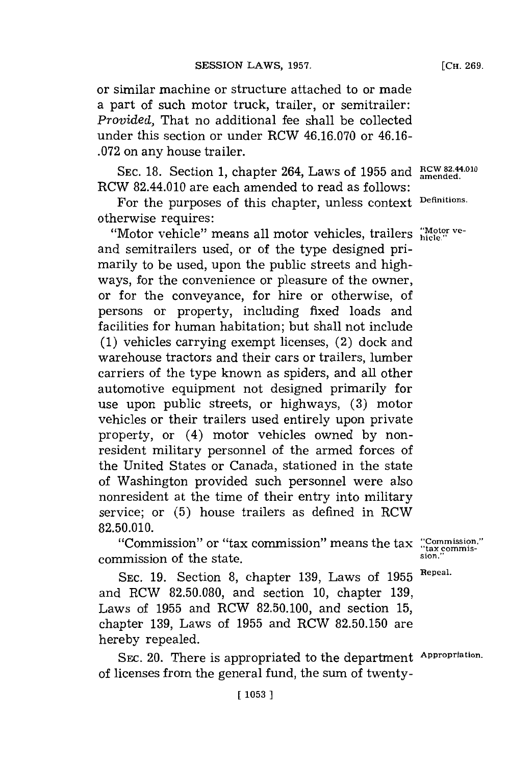or similar machine or structure attached to or made a part of such motor truck, trailer, or semitrailer: *Provided,* That no additional fee shall be collected under this section or under RCW 46.16.070 or 46.16-.072 on any house trailer.

RCW 82.44.010 amended.

SEC. 18. Section 1, chapter 264, Laws of 1955 and RCW 82.44.010 are each amended to read as follows:

Definitions.

For the purposes of this chapter, unless context otherwise requires:

"Motor vehicle."

"Motor vehicle" means all motor vehicles, trailers and semitrailers used, or of the type designed primarily to be used, upon the public streets and highways, for the convenience or pleasure of the owner, or for the conveyance, for hire or otherwise, of persons or property, including fixed loads and facilities for human habitation; but shall not include (1) vehicles carrying exempt licenses, (2) dock and warehouse tractors and their cars or trailers, lumber carriers of the type known as spiders, and all other automotive equipment not designed primarily for use upon public streets, or highways, (3) motor vehicles or their trailers used entirely upon private property, or (4) motor vehicles owned by nonresident military personnel of the armed forces of the United States or Canada, stationed in the state of Washington provided such personnel were also nonresident at the time of their entry into military service; or (5) house trailers as defined in RCW 82.50.010.

"Commission," "tax commission."

"Commission" or "tax commission" means the tax commission of the state.

Repeal.

SEC. 19. Section 8, chapter 139, Laws of 1955 and RCW 82.50.080, and section 10, chapter 139, Laws of 1955 and RCW 82.50.100, and section 15, chapter 139, Laws of 1955 and RCW 82.50.150 are hereby repealed.

Appropriation.

SEC. 20. There is appropriated to the department of licenses from the general fund, the sum of twenty-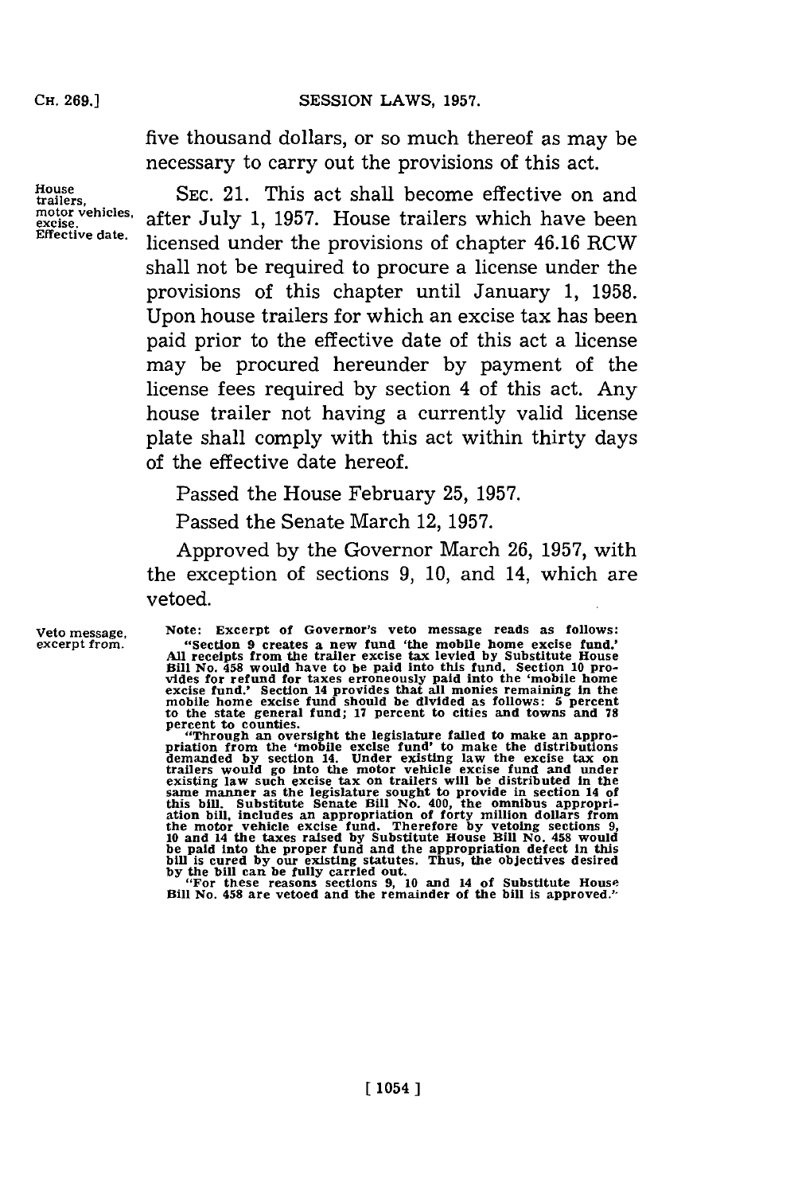five thousand dollars, or so much thereof as may be necessary to carry out the provisions of this act.

House trailers, motor vehicles, excise. Effective date.

SEC. 21. This act shall become effective on and after July 1, 1957. House trailers which have been licensed under the provisions of chapter 46.16 RCW shall not be required to procure a license under the provisions of this chapter until January 1, 1958. Upon house trailers for which an excise tax has been paid prior to the effective date of this act a license may be procured hereunder by payment of the license fees required by section 4 of this act. Any house trailer not having a currently valid license plate shall comply with this act within thirty days of the effective date hereof.

Passed the House February 25, 1957.

Passed the Senate March 12, 1957.

Approved by the Governor March 26, 1957, with the exception of sections 9, 10, and 14, which are vetoed.

Veto message, excerpt from.

Note: Excerpt of Governor's veto message reads as follows:

"Section 9 creates a new fund 'the mobile home excise fund.' All receipts from the trailer excise tax levied by Substitute House Bill No. 458 would have to be paid into this fund. Section 10 provides for refund for taxes erroneously paid into the 'mobile home excise fund.' Section 14 provides that all monies remaining in the mobile home excise fund should be divided as follows: 5 percent to the state general fund; 17 percent to cities and towns and 78 percent to counties.

"Through an oversight the legislature failed to make an appropriation from the 'mobile excise fund' to make the distributions demanded by section 14. Under existing law the excise tax on trailers would go into the motor vehicle excise fund and under existing law such excise tax on trailers will be distributed in the same manner as the legislature sought to provide in section 14 of this bill. Substitute Senate Bill No. 400, the omnibus appropriation bill, includes an appropriation of forty million dollars from the motor vehicle excise fund. Therefore by vetoing sections 9, 10 and 14 the taxes raised by Substitute House Bill No. 458 would be paid into the proper fund and the appropriation defect in this bill is cured by our existing statutes. Thus, the objectives desired by the bill can be fully carried out.

"For these reasons sections 9, 10 and 14 of Substitute House Bill No. 458 are vetoed and the remainder of the bill is approved."